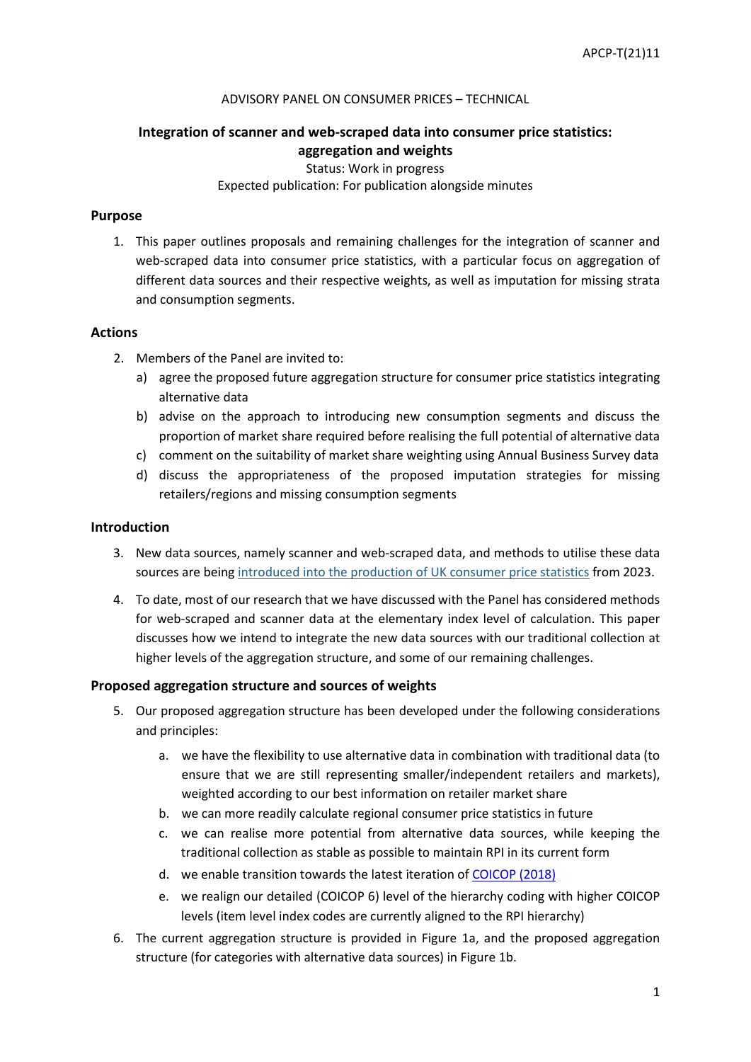APCP-T(21)11

ADVISORY PANEL ON CONSUMER PRICES – TECHNICAL

# Integration of scanner and web-scraped data into consumer price statistics: aggregation and weights

Status: Work in progress

Expected publication: For publication alongside minutes

## Purpose

1. This paper outlines proposals and remaining challenges for the integration of scanner and web-scraped data into consumer price statistics, with a particular focus on aggregation of different data sources and their respective weights, as well as imputation for missing strata and consumption segments.

## Actions

2. Members of the Panel are invited to:
   a) agree the proposed future aggregation structure for consumer price statistics integrating alternative data
   b) advise on the approach to introducing new consumption segments and discuss the proportion of market share required before realising the full potential of alternative data
   c) comment on the suitability of market share weighting using Annual Business Survey data
   d) discuss the appropriateness of the proposed imputation strategies for missing retailers/regions and missing consumption segments

## Introduction

3. New data sources, namely scanner and web-scraped data, and methods to utilise these data sources are being introduced into the production of UK consumer price statistics from 2023.

4. To date, most of our research that we have discussed with the Panel has considered methods for web-scraped and scanner data at the elementary index level of calculation. This paper discusses how we intend to integrate the new data sources with our traditional collection at higher levels of the aggregation structure, and some of our remaining challenges.

## Proposed aggregation structure and sources of weights

5. Our proposed aggregation structure has been developed under the following considerations and principles:
   a. we have the flexibility to use alternative data in combination with traditional data (to ensure that we are still representing smaller/independent retailers and markets), weighted according to our best information on retailer market share
   b. we can more readily calculate regional consumer price statistics in future
   c. we can realise more potential from alternative data sources, while keeping the traditional collection as stable as possible to maintain RPI in its current form
   d. we enable transition towards the latest iteration of COICOP (2018)
   e. we realign our detailed (COICOP 6) level of the hierarchy coding with higher COICOP levels (item level index codes are currently aligned to the RPI hierarchy)

6. The current aggregation structure is provided in Figure 1a, and the proposed aggregation structure (for categories with alternative data sources) in Figure 1b.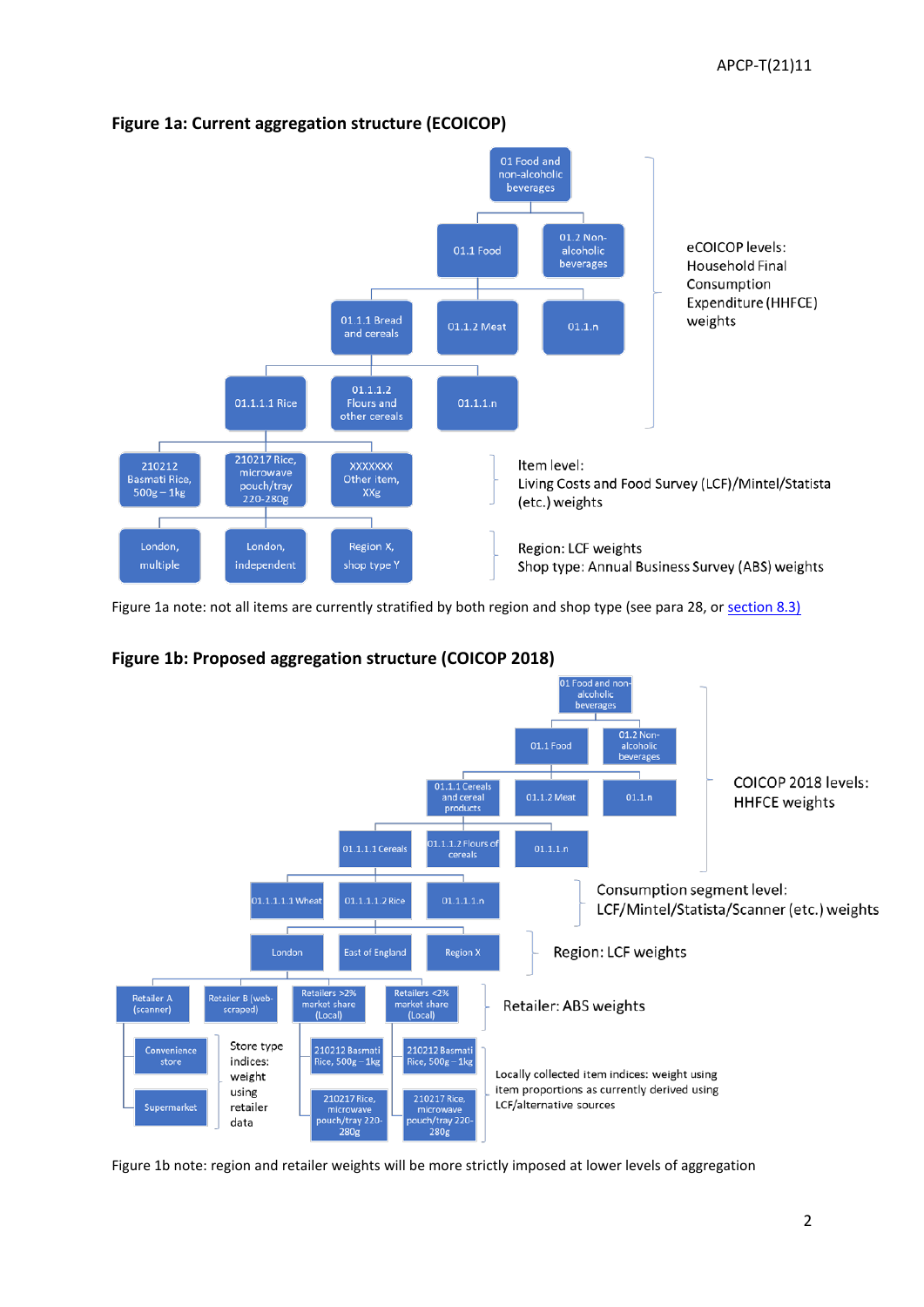**Figure 1a: Current aggregation structure (ECOICOP)**

- 01 Food and non-alcoholic beverages
  - 01.1 Food
    - 01.1.1 Bread and cereals
      - 01.1.1.1 Rice
        - 210212 Basmati Rice, 500g – 1kg
        - 210217 Rice, microwave pouch/tray 220-280g
          - London, multiple
          - London, independent
          - Region X, shop type Y
        - XXXXXX Other item, XXg
      - 01.1.1.2 Flours and other cereals
      - 01.1.1.n
    - 01.1.2 Meat
    - 01.1.n
  - 01.2 Non-alcoholic beverages

eCOICOP levels: Household Final Consumption Expenditure (HHFCE) weights

Item level: Living Costs and Food Survey (LCF)/Mintel/Statista (etc.) weights

Region: LCF weights
Shop type: Annual Business Survey (ABS) weights

Figure 1a note: not all items are currently stratified by both region and shop type (see para 28, or section 8.3)

**Figure 1b: Proposed aggregation structure (COICOP 2018)**

- 01 Food and non-alcoholic beverages
  - 01.1 Food
    - 01.1.1 Cereals and cereal products
      - 01.1.1.1 Cereals
        - 01.1.1.1.1 Wheat
        - 01.1.1.1.2 Rice
          - London
            - Retailer A (scanner)
              - Convenience store
              - Supermarket
            - Retailer B (web-scraped)
            - Retailers >2% market share (Local)
              - 210212 Basmati Rice, 500g – 1kg
              - 210217 Rice, microwave pouch/tray 220-280g
            - Retailers <2% market share (Local)
              - 210212 Basmati Rice, 500g – 1kg
              - 210217 Rice, microwave pouch/tray 220-280g
          - East of England
          - Region X
        - 01.1.1.1.n
      - 01.1.1.2 Flours of cereals
      - 01.1.1.n
    - 01.1.2 Meat
    - 01.1.n
  - 01.2 Non-alcoholic beverages

COICOP 2018 levels: HHFCE weights

Consumption segment level: LCF/Mintel/Statista/Scanner (etc.) weights

Region: LCF weights

Retailer: ABS weights

Store type indices: weight using retailer data

Locally collected item indices: weight using item proportions as currently derived using LCF/alternative sources

Figure 1b note: region and retailer weights will be more strictly imposed at lower levels of aggregation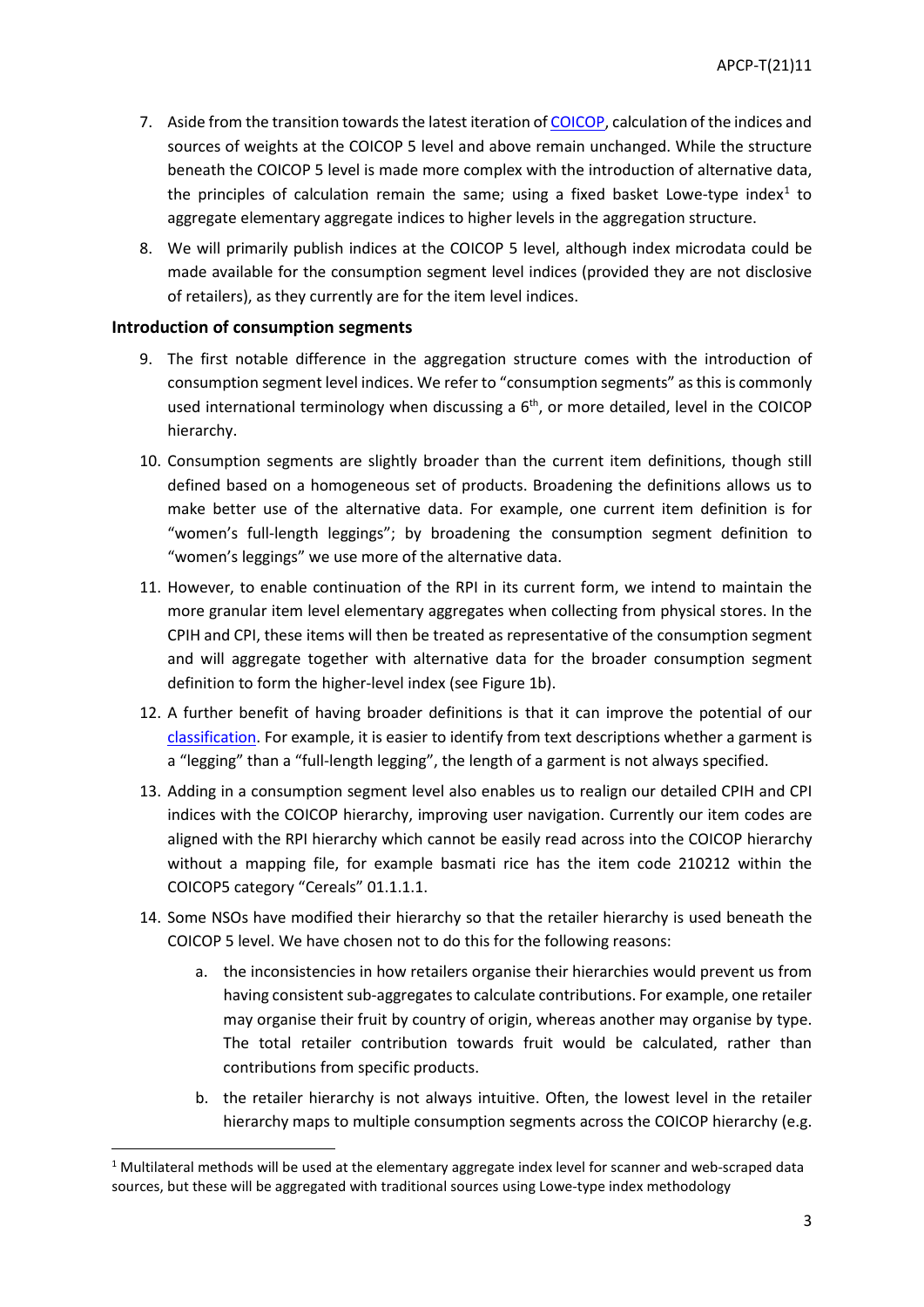7. Aside from the transition towards the latest iteration of COICOP, calculation of the indices and sources of weights at the COICOP 5 level and above remain unchanged. While the structure beneath the COICOP 5 level is made more complex with the introduction of alternative data, the principles of calculation remain the same; using a fixed basket Lowe-type index[1] to aggregate elementary aggregate indices to higher levels in the aggregation structure.

8. We will primarily publish indices at the COICOP 5 level, although index microdata could be made available for the consumption segment level indices (provided they are not disclosive of retailers), as they currently are for the item level indices.

### Introduction of consumption segments

9. The first notable difference in the aggregation structure comes with the introduction of consumption segment level indices. We refer to "consumption segments" as this is commonly used international terminology when discussing a 6th, or more detailed, level in the COICOP hierarchy.

10. Consumption segments are slightly broader than the current item definitions, though still defined based on a homogeneous set of products. Broadening the definitions allows us to make better use of the alternative data. For example, one current item definition is for "women's full-length leggings"; by broadening the consumption segment definition to "women's leggings" we use more of the alternative data.

11. However, to enable continuation of the RPI in its current form, we intend to maintain the more granular item level elementary aggregates when collecting from physical stores. In the CPIH and CPI, these items will then be treated as representative of the consumption segment and will aggregate together with alternative data for the broader consumption segment definition to form the higher-level index (see Figure 1b).

12. A further benefit of having broader definitions is that it can improve the potential of our classification. For example, it is easier to identify from text descriptions whether a garment is a "legging" than a "full-length legging", the length of a garment is not always specified.

13. Adding in a consumption segment level also enables us to realign our detailed CPIH and CPI indices with the COICOP hierarchy, improving user navigation. Currently our item codes are aligned with the RPI hierarchy which cannot be easily read across into the COICOP hierarchy without a mapping file, for example basmati rice has the item code 210212 within the COICOP5 category "Cereals" 01.1.1.1.

14. Some NSOs have modified their hierarchy so that the retailer hierarchy is used beneath the COICOP 5 level. We have chosen not to do this for the following reasons:

    a. the inconsistencies in how retailers organise their hierarchies would prevent us from having consistent sub-aggregates to calculate contributions. For example, one retailer may organise their fruit by country of origin, whereas another may organise by type. The total retailer contribution towards fruit would be calculated, rather than contributions from specific products.

    b. the retailer hierarchy is not always intuitive. Often, the lowest level in the retailer hierarchy maps to multiple consumption segments across the COICOP hierarchy (e.g.

[1] Multilateral methods will be used at the elementary aggregate index level for scanner and web-scraped data sources, but these will be aggregated with traditional sources using Lowe-type index methodology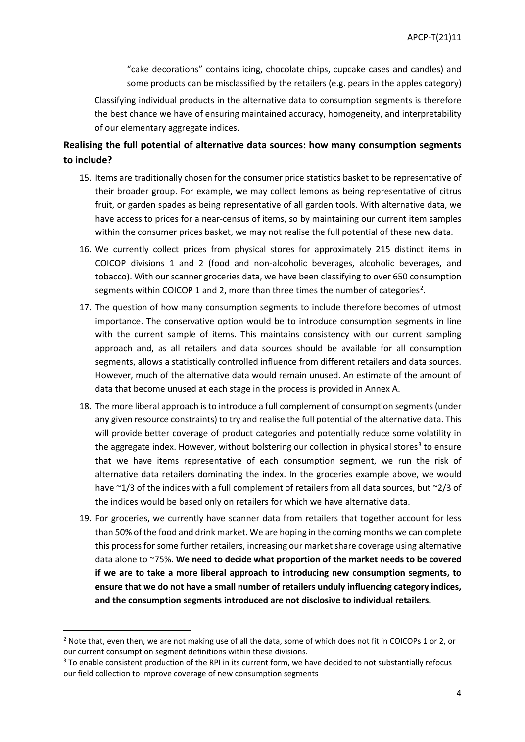"cake decorations" contains icing, chocolate chips, cupcake cases and candles) and some products can be misclassified by the retailers (e.g. pears in the apples category)

Classifying individual products in the alternative data to consumption segments is therefore the best chance we have of ensuring maintained accuracy, homogeneity, and interpretability of our elementary aggregate indices.

## Realising the full potential of alternative data sources: how many consumption segments to include?

15. Items are traditionally chosen for the consumer price statistics basket to be representative of their broader group. For example, we may collect lemons as being representative of citrus fruit, or garden spades as being representative of all garden tools. With alternative data, we have access to prices for a near-census of items, so by maintaining our current item samples within the consumer prices basket, we may not realise the full potential of these new data.
16. We currently collect prices from physical stores for approximately 215 distinct items in COICOP divisions 1 and 2 (food and non-alcoholic beverages, alcoholic beverages, and tobacco). With our scanner groceries data, we have been classifying to over 650 consumption segments within COICOP 1 and 2, more than three times the number of categories[2].
17. The question of how many consumption segments to include therefore becomes of utmost importance. The conservative option would be to introduce consumption segments in line with the current sample of items. This maintains consistency with our current sampling approach and, as all retailers and data sources should be available for all consumption segments, allows a statistically controlled influence from different retailers and data sources. However, much of the alternative data would remain unused. An estimate of the amount of data that become unused at each stage in the process is provided in Annex A.
18. The more liberal approach is to introduce a full complement of consumption segments (under any given resource constraints) to try and realise the full potential of the alternative data. This will provide better coverage of product categories and potentially reduce some volatility in the aggregate index. However, without bolstering our collection in physical stores[3] to ensure that we have items representative of each consumption segment, we run the risk of alternative data retailers dominating the index. In the groceries example above, we would have ~1/3 of the indices with a full complement of retailers from all data sources, but ~2/3 of the indices would be based only on retailers for which we have alternative data.
19. For groceries, we currently have scanner data from retailers that together account for less than 50% of the food and drink market. We are hoping in the coming months we can complete this process for some further retailers, increasing our market share coverage using alternative data alone to ~75%. **We need to decide what proportion of the market needs to be covered if we are to take a more liberal approach to introducing new consumption segments, to ensure that we do not have a small number of retailers unduly influencing category indices, and the consumption segments introduced are not disclosive to individual retailers.**

---

[2] Note that, even then, we are not making use of all the data, some of which does not fit in COICOPs 1 or 2, or our current consumption segment definitions within these divisions.

[3] To enable consistent production of the RPI in its current form, we have decided to not substantially refocus our field collection to improve coverage of new consumption segments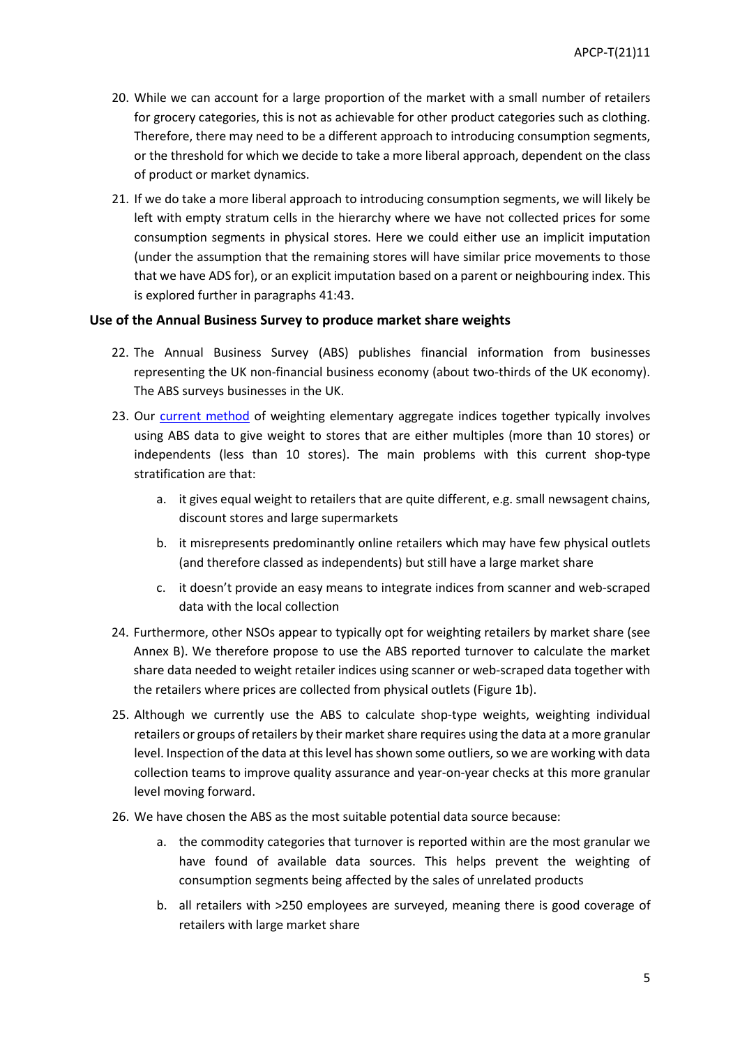20. While we can account for a large proportion of the market with a small number of retailers for grocery categories, this is not as achievable for other product categories such as clothing. Therefore, there may need to be a different approach to introducing consumption segments, or the threshold for which we decide to take a more liberal approach, dependent on the class of product or market dynamics.

21. If we do take a more liberal approach to introducing consumption segments, we will likely be left with empty stratum cells in the hierarchy where we have not collected prices for some consumption segments in physical stores. Here we could either use an implicit imputation (under the assumption that the remaining stores will have similar price movements to those that we have ADS for), or an explicit imputation based on a parent or neighbouring index. This is explored further in paragraphs 41:43.

## Use of the Annual Business Survey to produce market share weights

22. The Annual Business Survey (ABS) publishes financial information from businesses representing the UK non-financial business economy (about two-thirds of the UK economy). The ABS surveys businesses in the UK.

23. Our current method of weighting elementary aggregate indices together typically involves using ABS data to give weight to stores that are either multiples (more than 10 stores) or independents (less than 10 stores). The main problems with this current shop-type stratification are that:

    a. it gives equal weight to retailers that are quite different, e.g. small newsagent chains, discount stores and large supermarkets

    b. it misrepresents predominantly online retailers which may have few physical outlets (and therefore classed as independents) but still have a large market share

    c. it doesn't provide an easy means to integrate indices from scanner and web-scraped data with the local collection

24. Furthermore, other NSOs appear to typically opt for weighting retailers by market share (see Annex B). We therefore propose to use the ABS reported turnover to calculate the market share data needed to weight retailer indices using scanner or web-scraped data together with the retailers where prices are collected from physical outlets (Figure 1b).

25. Although we currently use the ABS to calculate shop-type weights, weighting individual retailers or groups of retailers by their market share requires using the data at a more granular level. Inspection of the data at this level has shown some outliers, so we are working with data collection teams to improve quality assurance and year-on-year checks at this more granular level moving forward.

26. We have chosen the ABS as the most suitable potential data source because:

    a. the commodity categories that turnover is reported within are the most granular we have found of available data sources. This helps prevent the weighting of consumption segments being affected by the sales of unrelated products

    b. all retailers with >250 employees are surveyed, meaning there is good coverage of retailers with large market share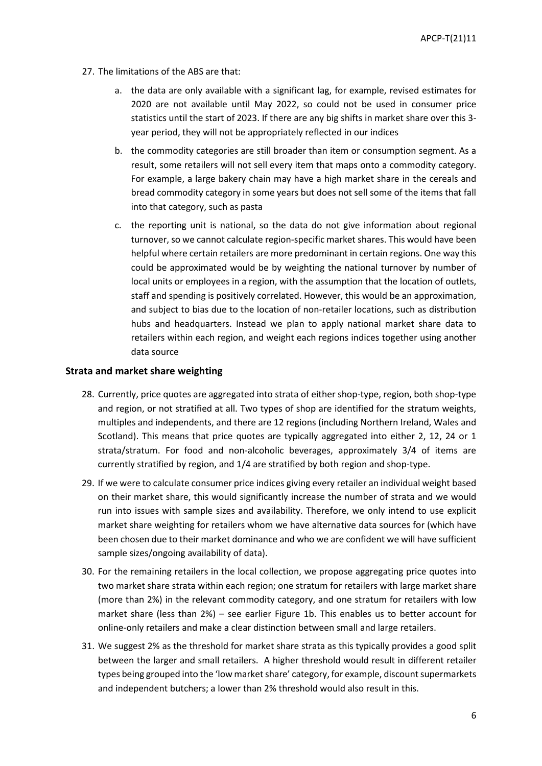27. The limitations of the ABS are that:

    a. the data are only available with a significant lag, for example, revised estimates for 2020 are not available until May 2022, so could not be used in consumer price statistics until the start of 2023. If there are any big shifts in market share over this 3-year period, they will not be appropriately reflected in our indices

    b. the commodity categories are still broader than item or consumption segment. As a result, some retailers will not sell every item that maps onto a commodity category. For example, a large bakery chain may have a high market share in the cereals and bread commodity category in some years but does not sell some of the items that fall into that category, such as pasta

    c. the reporting unit is national, so the data do not give information about regional turnover, so we cannot calculate region-specific market shares. This would have been helpful where certain retailers are more predominant in certain regions. One way this could be approximated would be by weighting the national turnover by number of local units or employees in a region, with the assumption that the location of outlets, staff and spending is positively correlated. However, this would be an approximation, and subject to bias due to the location of non-retailer locations, such as distribution hubs and headquarters. Instead we plan to apply national market share data to retailers within each region, and weight each regions indices together using another data source

## Strata and market share weighting

28. Currently, price quotes are aggregated into strata of either shop-type, region, both shop-type and region, or not stratified at all. Two types of shop are identified for the stratum weights, multiples and independents, and there are 12 regions (including Northern Ireland, Wales and Scotland). This means that price quotes are typically aggregated into either 2, 12, 24 or 1 strata/stratum. For food and non-alcoholic beverages, approximately 3/4 of items are currently stratified by region, and 1/4 are stratified by both region and shop-type.

29. If we were to calculate consumer price indices giving every retailer an individual weight based on their market share, this would significantly increase the number of strata and we would run into issues with sample sizes and availability. Therefore, we only intend to use explicit market share weighting for retailers whom we have alternative data sources for (which have been chosen due to their market dominance and who we are confident we will have sufficient sample sizes/ongoing availability of data).

30. For the remaining retailers in the local collection, we propose aggregating price quotes into two market share strata within each region; one stratum for retailers with large market share (more than 2%) in the relevant commodity category, and one stratum for retailers with low market share (less than 2%) – see earlier Figure 1b. This enables us to better account for online-only retailers and make a clear distinction between small and large retailers.

31. We suggest 2% as the threshold for market share strata as this typically provides a good split between the larger and small retailers. A higher threshold would result in different retailer types being grouped into the 'low market share' category, for example, discount supermarkets and independent butchers; a lower than 2% threshold would also result in this.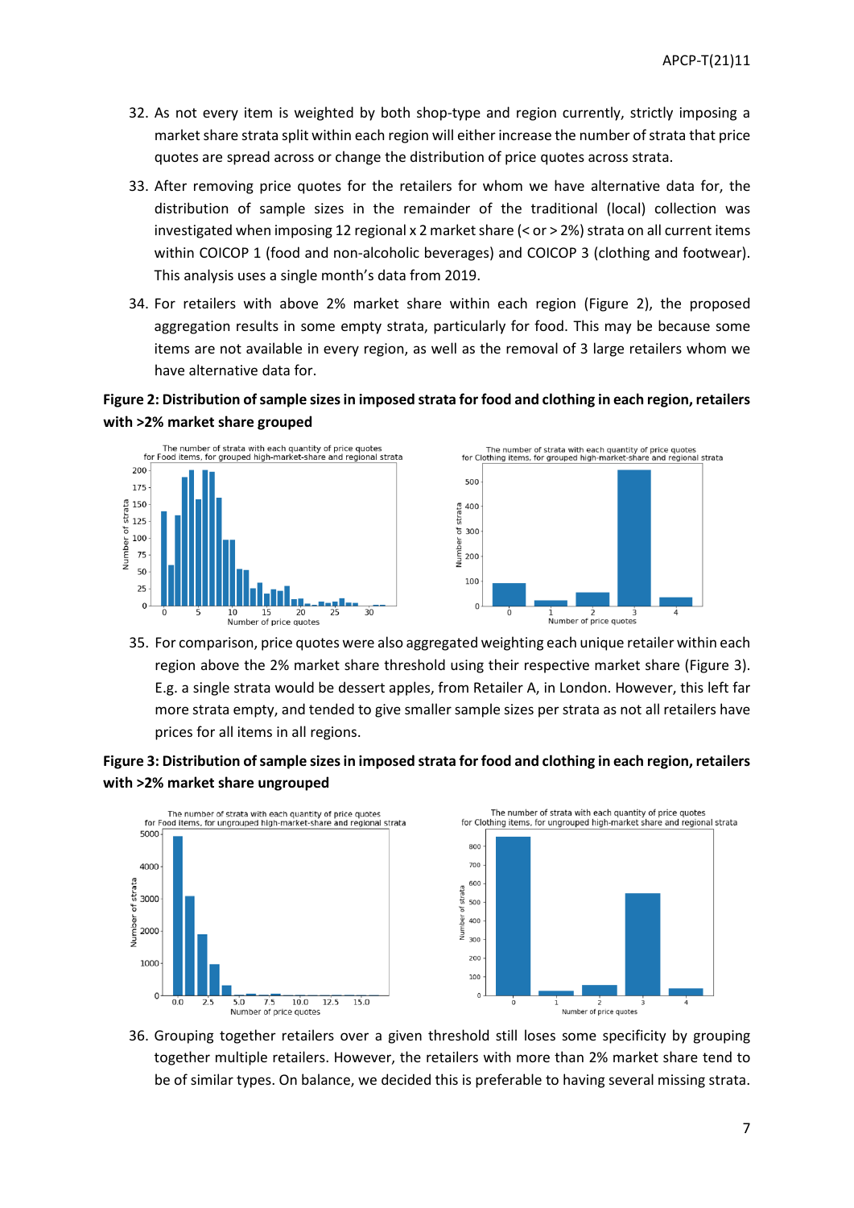32. As not every item is weighted by both shop-type and region currently, strictly imposing a market share strata split within each region will either increase the number of strata that price quotes are spread across or change the distribution of price quotes across strata.

33. After removing price quotes for the retailers for whom we have alternative data for, the distribution of sample sizes in the remainder of the traditional (local) collection was investigated when imposing 12 regional x 2 market share (< or > 2%) strata on all current items within COICOP 1 (food and non-alcoholic beverages) and COICOP 3 (clothing and footwear). This analysis uses a single month's data from 2019.

34. For retailers with above 2% market share within each region (Figure 2), the proposed aggregation results in some empty strata, particularly for food. This may be because some items are not available in every region, as well as the removal of 3 large retailers whom we have alternative data for.

**Figure 2: Distribution of sample sizes in imposed strata for food and clothing in each region, retailers with >2% market share grouped**

35. For comparison, price quotes were also aggregated weighting each unique retailer within each region above the 2% market share threshold using their respective market share (Figure 3). E.g. a single strata would be dessert apples, from Retailer A, in London. However, this left far more strata empty, and tended to give smaller sample sizes per strata as not all retailers have prices for all items in all regions.

**Figure 3: Distribution of sample sizes in imposed strata for food and clothing in each region, retailers with >2% market share ungrouped**

36. Grouping together retailers over a given threshold still loses some specificity by grouping together multiple retailers. However, the retailers with more than 2% market share tend to be of similar types. On balance, we decided this is preferable to having several missing strata.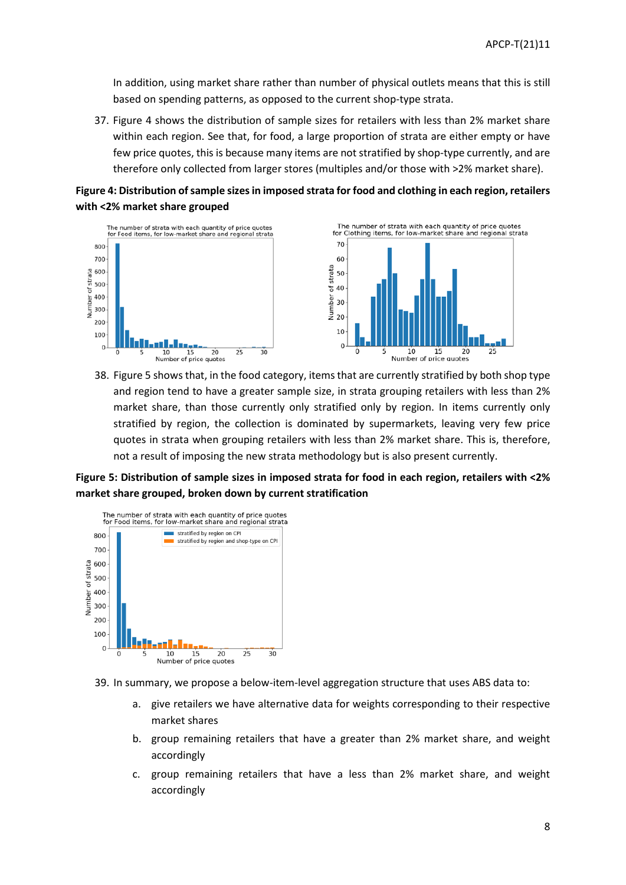In addition, using market share rather than number of physical outlets means that this is still based on spending patterns, as opposed to the current shop-type strata.

37. Figure 4 shows the distribution of sample sizes for retailers with less than 2% market share within each region. See that, for food, a large proportion of strata are either empty or have few price quotes, this is because many items are not stratified by shop-type currently, and are therefore only collected from larger stores (multiples and/or those with >2% market share).

**Figure 4: Distribution of sample sizes in imposed strata for food and clothing in each region, retailers with <2% market share grouped**

38. Figure 5 shows that, in the food category, items that are currently stratified by both shop type and region tend to have a greater sample size, in strata grouping retailers with less than 2% market share, than those currently only stratified only by region. In items currently only stratified by region, the collection is dominated by supermarkets, leaving very few price quotes in strata when grouping retailers with less than 2% market share. This is, therefore, not a result of imposing the new strata methodology but is also present currently.

**Figure 5: Distribution of sample sizes in imposed strata for food in each region, retailers with <2% market share grouped, broken down by current stratification**

39. In summary, we propose a below-item-level aggregation structure that uses ABS data to:

    a. give retailers we have alternative data for weights corresponding to their respective market shares

    b. group remaining retailers that have a greater than 2% market share, and weight accordingly

    c. group remaining retailers that have a less than 2% market share, and weight accordingly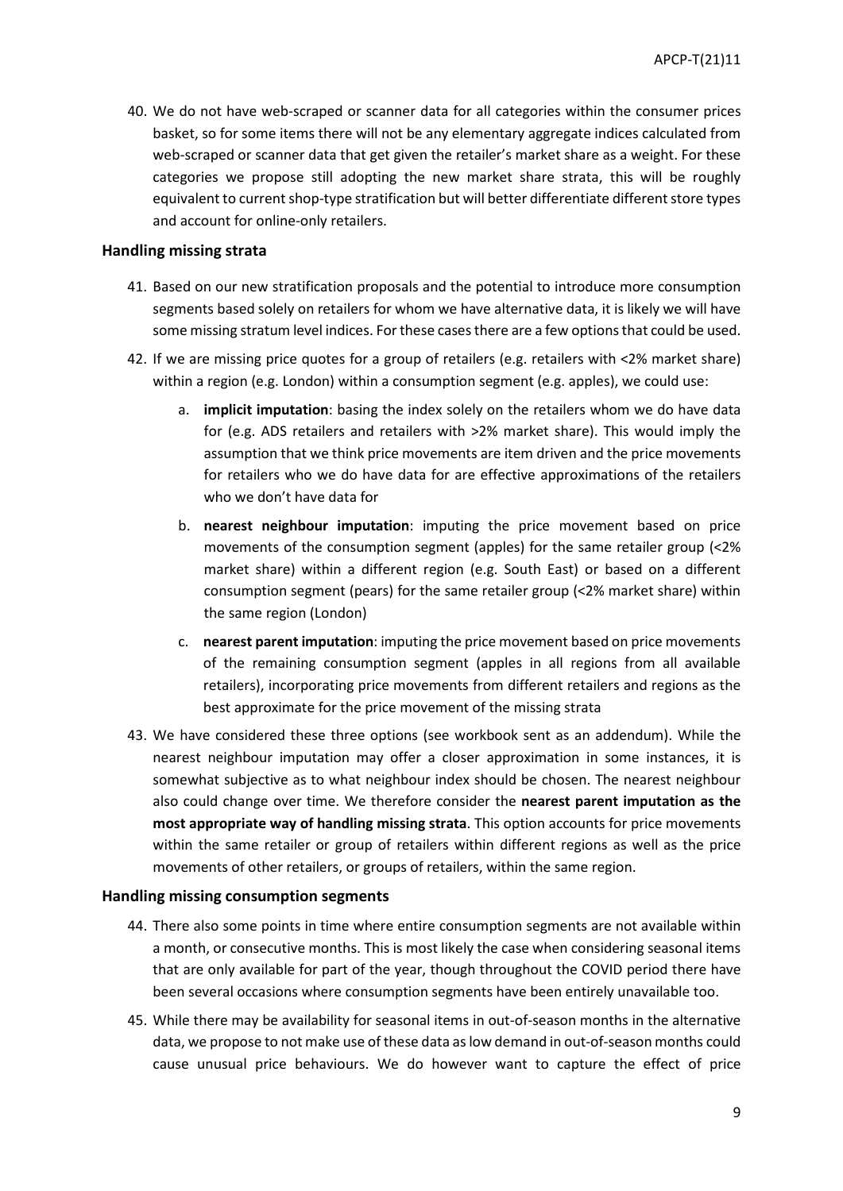40. We do not have web-scraped or scanner data for all categories within the consumer prices basket, so for some items there will not be any elementary aggregate indices calculated from web-scraped or scanner data that get given the retailer's market share as a weight. For these categories we propose still adopting the new market share strata, this will be roughly equivalent to current shop-type stratification but will better differentiate different store types and account for online-only retailers.

### Handling missing strata

41. Based on our new stratification proposals and the potential to introduce more consumption segments based solely on retailers for whom we have alternative data, it is likely we will have some missing stratum level indices. For these cases there are a few options that could be used.

42. If we are missing price quotes for a group of retailers (e.g. retailers with <2% market share) within a region (e.g. London) within a consumption segment (e.g. apples), we could use:

    a. **implicit imputation**: basing the index solely on the retailers whom we do have data for (e.g. ADS retailers and retailers with >2% market share). This would imply the assumption that we think price movements are item driven and the price movements for retailers who we do have data for are effective approximations of the retailers who we don't have data for

    b. **nearest neighbour imputation**: imputing the price movement based on price movements of the consumption segment (apples) for the same retailer group (<2% market share) within a different region (e.g. South East) or based on a different consumption segment (pears) for the same retailer group (<2% market share) within the same region (London)

    c. **nearest parent imputation**: imputing the price movement based on price movements of the remaining consumption segment (apples in all regions from all available retailers), incorporating price movements from different retailers and regions as the best approximate for the price movement of the missing strata

43. We have considered these three options (see workbook sent as an addendum). While the nearest neighbour imputation may offer a closer approximation in some instances, it is somewhat subjective as to what neighbour index should be chosen. The nearest neighbour also could change over time. We therefore consider the **nearest parent imputation as the most appropriate way of handling missing strata**. This option accounts for price movements within the same retailer or group of retailers within different regions as well as the price movements of other retailers, or groups of retailers, within the same region.

### Handling missing consumption segments

44. There also some points in time where entire consumption segments are not available within a month, or consecutive months. This is most likely the case when considering seasonal items that are only available for part of the year, though throughout the COVID period there have been several occasions where consumption segments have been entirely unavailable too.

45. While there may be availability for seasonal items in out-of-season months in the alternative data, we propose to not make use of these data as low demand in out-of-season months could cause unusual price behaviours. We do however want to capture the effect of price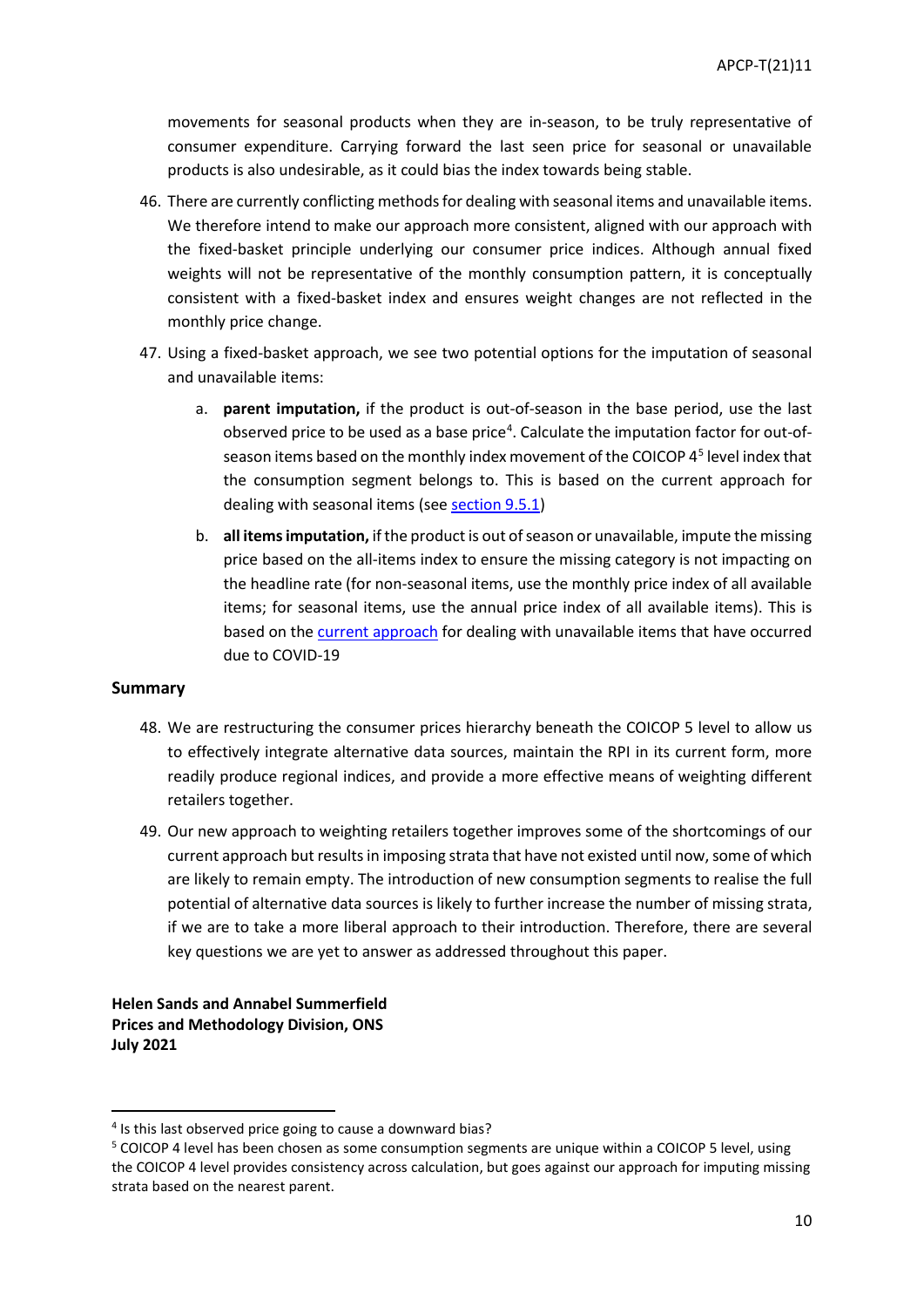movements for seasonal products when they are in-season, to be truly representative of consumer expenditure. Carrying forward the last seen price for seasonal or unavailable products is also undesirable, as it could bias the index towards being stable.

46. There are currently conflicting methods for dealing with seasonal items and unavailable items. We therefore intend to make our approach more consistent, aligned with our approach with the fixed-basket principle underlying our consumer price indices. Although annual fixed weights will not be representative of the monthly consumption pattern, it is conceptually consistent with a fixed-basket index and ensures weight changes are not reflected in the monthly price change.

47. Using a fixed-basket approach, we see two potential options for the imputation of seasonal and unavailable items:

    a. **parent imputation,** if the product is out-of-season in the base period, use the last observed price to be used as a base price[4]. Calculate the imputation factor for out-of-season items based on the monthly index movement of the COICOP 4[5] level index that the consumption segment belongs to. This is based on the current approach for dealing with seasonal items (see section 9.5.1)

    b. **all items imputation,** if the product is out of season or unavailable, impute the missing price based on the all-items index to ensure the missing category is not impacting on the headline rate (for non-seasonal items, use the monthly price index of all available items; for seasonal items, use the annual price index of all available items). This is based on the current approach for dealing with unavailable items that have occurred due to COVID-19

## Summary

48. We are restructuring the consumer prices hierarchy beneath the COICOP 5 level to allow us to effectively integrate alternative data sources, maintain the RPI in its current form, more readily produce regional indices, and provide a more effective means of weighting different retailers together.

49. Our new approach to weighting retailers together improves some of the shortcomings of our current approach but results in imposing strata that have not existed until now, some of which are likely to remain empty. The introduction of new consumption segments to realise the full potential of alternative data sources is likely to further increase the number of missing strata, if we are to take a more liberal approach to their introduction. Therefore, there are several key questions we are yet to answer as addressed throughout this paper.

**Helen Sands and Annabel Summerfield**
**Prices and Methodology Division, ONS**
**July 2021**

---

[4] Is this last observed price going to cause a downward bias?

[5] COICOP 4 level has been chosen as some consumption segments are unique within a COICOP 5 level, using the COICOP 4 level provides consistency across calculation, but goes against our approach for imputing missing strata based on the nearest parent.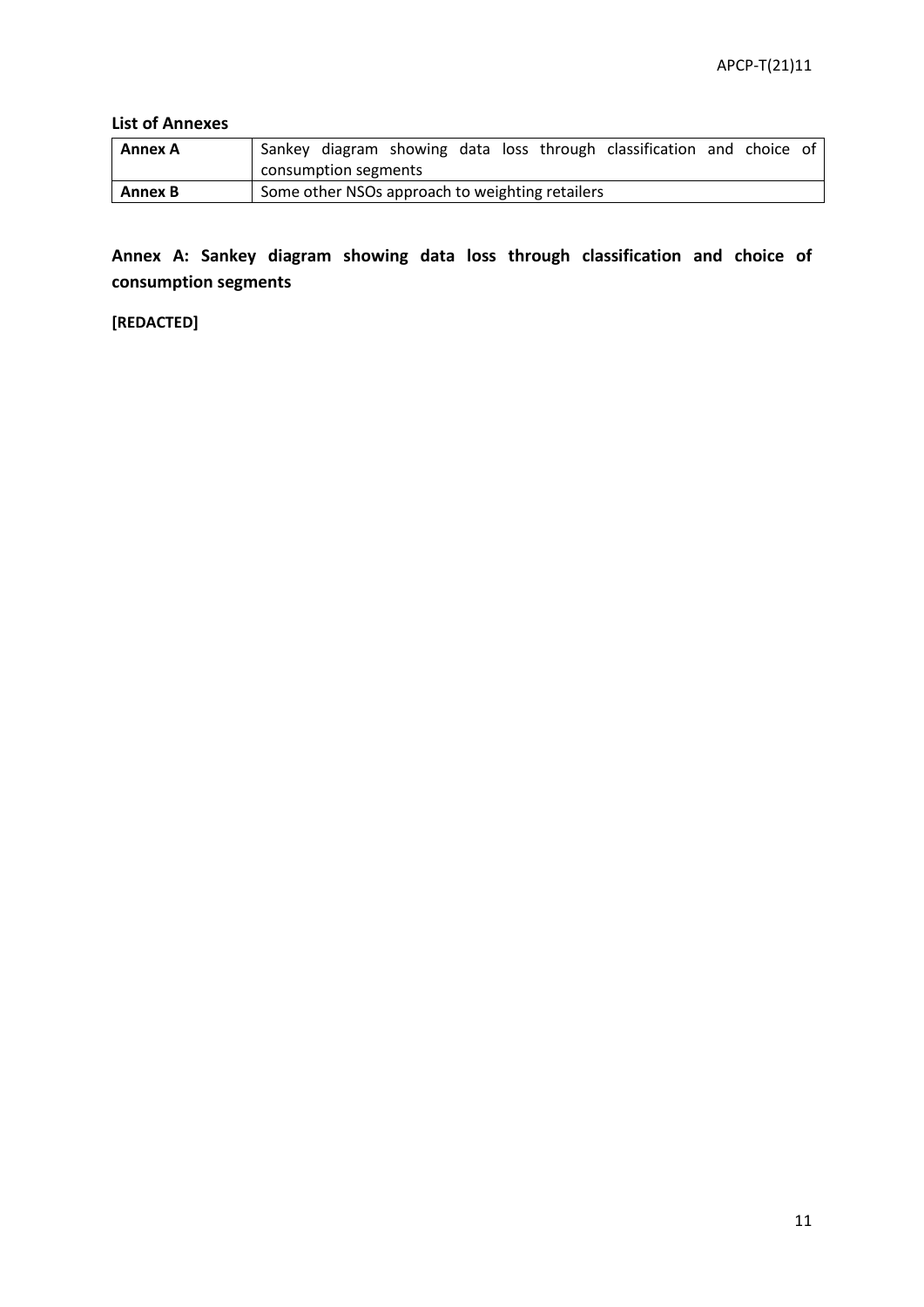### List of Annexes

| **Annex A** | Sankey diagram showing data loss through classification and choice of consumption segments |
| --- | --- |
| **Annex B** | Some other NSOs approach to weighting retailers |

## Annex A: Sankey diagram showing data loss through classification and choice of consumption segments

**[REDACTED]**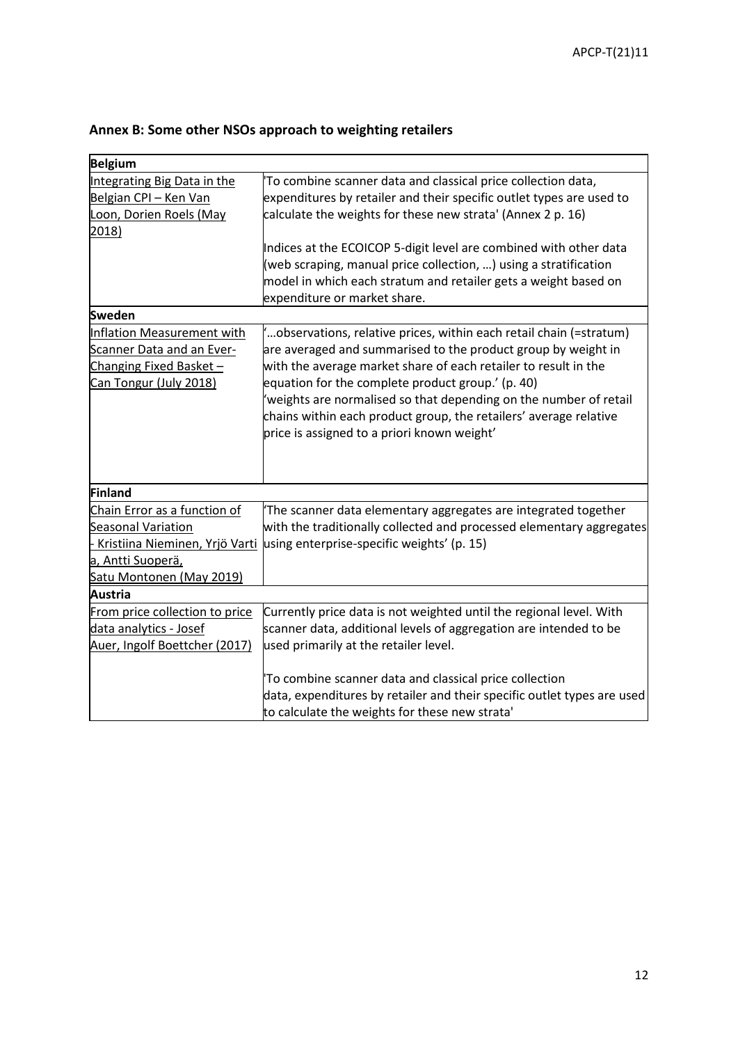## Annex B: Some other NSOs approach to weighting retailers

| **Belgium** | |
|---|---|
| Integrating Big Data in the Belgian CPI – Ken Van Loon, Dorien Roels (May 2018) | 'To combine scanner data and classical price collection data, expenditures by retailer and their specific outlet types are used to calculate the weights for these new strata' (Annex 2 p. 16)<br><br>Indices at the ECOICOP 5-digit level are combined with other data (web scraping, manual price collection, …) using a stratification model in which each stratum and retailer gets a weight based on expenditure or market share. |
| **Sweden** | |
| Inflation Measurement with Scanner Data and an Ever-Changing Fixed Basket – Can Tongur (July 2018) | '…observations, relative prices, within each retail chain (=stratum) are averaged and summarised to the product group by weight in with the average market share of each retailer to result in the equation for the complete product group.' (p. 40)<br>'weights are normalised so that depending on the number of retail chains within each product group, the retailers' average relative price is assigned to a priori known weight' |
| **Finland** | |
| Chain Error as a function of Seasonal Variation - Kristiina Nieminen, Yrjö Vartia, Antti Suoperä, Satu Montonen (May 2019) | 'The scanner data elementary aggregates are integrated together with the traditionally collected and processed elementary aggregates using enterprise-specific weights' (p. 15) |
| **Austria** | |
| From price collection to price data analytics - Josef Auer, Ingolf Boettcher (2017) | Currently price data is not weighted until the regional level. With scanner data, additional levels of aggregation are intended to be used primarily at the retailer level.<br><br>'To combine scanner data and classical price collection data, expenditures by retailer and their specific outlet types are used to calculate the weights for these new strata' |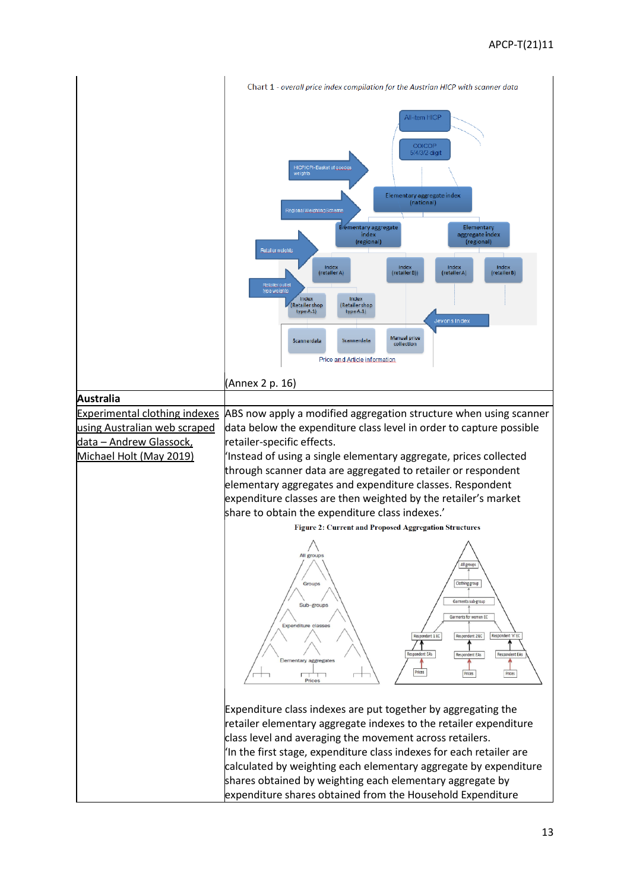| | |
|---|---|
| | Chart 1 - *overall price index compilation for the Austrian HICP with scanner data*<br><br>(Annex 2 p. 16) |
| **Australia** | |
| Experimental clothing indexes using Australian web scraped data – Andrew Glassock, Michael Holt (May 2019) | ABS now apply a modified aggregation structure when using scanner data below the expenditure class level in order to capture possible retailer-specific effects.<br>'Instead of using a single elementary aggregate, prices collected through scanner data are aggregated to retailer or respondent elementary aggregates and expenditure classes. Respondent expenditure classes are then weighted by the retailer's market share to obtain the expenditure class indexes.'<br>**Figure 2: Current and Proposed Aggregation Structures**<br><br>Expenditure class indexes are put together by aggregating the retailer elementary aggregate indexes to the retailer expenditure class level and averaging the movement across retailers.<br>'In the first stage, expenditure class indexes for each retailer are calculated by weighting each elementary aggregate by expenditure shares obtained by weighting each elementary aggregate by expenditure shares obtained from the Household Expenditure |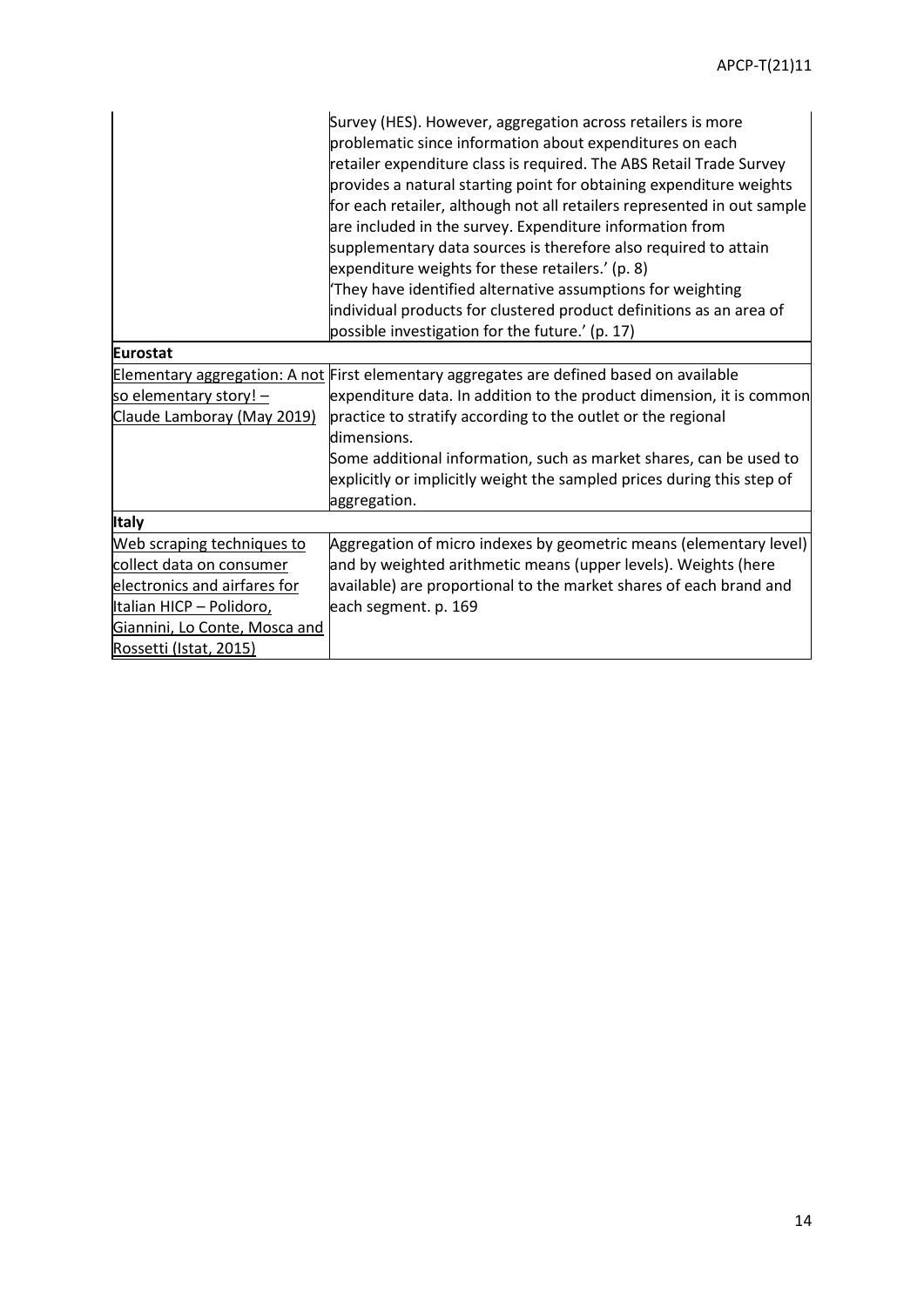| | |
|---|---|
| | Survey (HES). However, aggregation across retailers is more problematic since information about expenditures on each retailer expenditure class is required. The ABS Retail Trade Survey provides a natural starting point for obtaining expenditure weights for each retailer, although not all retailers represented in out sample are included in the survey. Expenditure information from supplementary data sources is therefore also required to attain expenditure weights for these retailers.' (p. 8)<br>'They have identified alternative assumptions for weighting individual products for clustered product definitions as an area of possible investigation for the future.' (p. 17) |
| **Eurostat** | |
| Elementary aggregation: A not so elementary story! – Claude Lamboray (May 2019) | First elementary aggregates are defined based on available expenditure data. In addition to the product dimension, it is common practice to stratify according to the outlet or the regional dimensions.<br>Some additional information, such as market shares, can be used to explicitly or implicitly weight the sampled prices during this step of aggregation. |
| **Italy** | |
| Web scraping techniques to collect data on consumer electronics and airfares for Italian HICP – Polidoro, Giannini, Lo Conte, Mosca and Rossetti (Istat, 2015) | Aggregation of micro indexes by geometric means (elementary level) and by weighted arithmetic means (upper levels). Weights (here available) are proportional to the market shares of each brand and each segment. p. 169 |